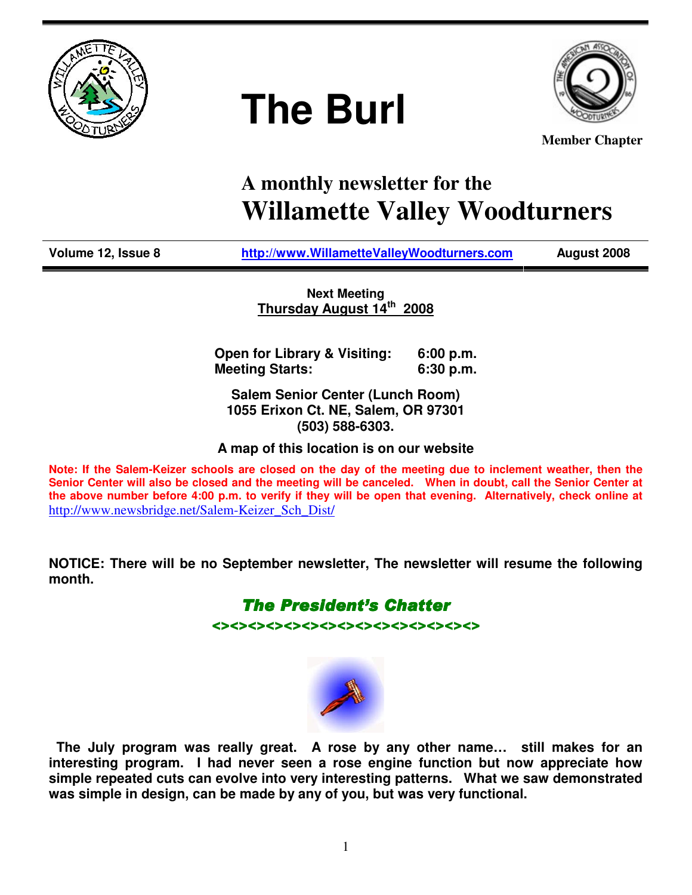# The Burl

**Member Chapter**

## A monthly newsletter for the
# Willamette Valley Woodturners

**Volume 12, Issue 8** | **http://www.WillametteValleyWoodturners.com** | **August 2008**

**Next Meeting**
**Thursday August 14th 2008**

| | |
|---|---|
| **Open for Library & Visiting:** | **6:00 p.m.** |
| **Meeting Starts:** | **6:30 p.m.** |

**Salem Senior Center (Lunch Room)**
**1055 Erixon Ct. NE, Salem, OR 97301**
**(503) 588-6303.**

**A map of this location is on our website**

**Note: If the Salem-Keizer schools are closed on the day of the meeting due to inclement weather, then the Senior Center will also be closed and the meeting will be canceled. When in doubt, call the Senior Center at the above number before 4:00 p.m. to verify if they will be open that evening. Alternatively, check online at** http://www.newsbridge.net/Salem-Keizer_Sch_Dist/

**NOTICE: There will be no September newsletter, The newsletter will resume the following month.**

## *The President's Chatter*

<><><><><><><><><><><><><><><><><><><><><><><>

**The July program was really great. A rose by any other name… still makes for an interesting program. I had never seen a rose engine function but now appreciate how simple repeated cuts can evolve into very interesting patterns. What we saw demonstrated was simple in design, can be made by any of you, but was very functional.**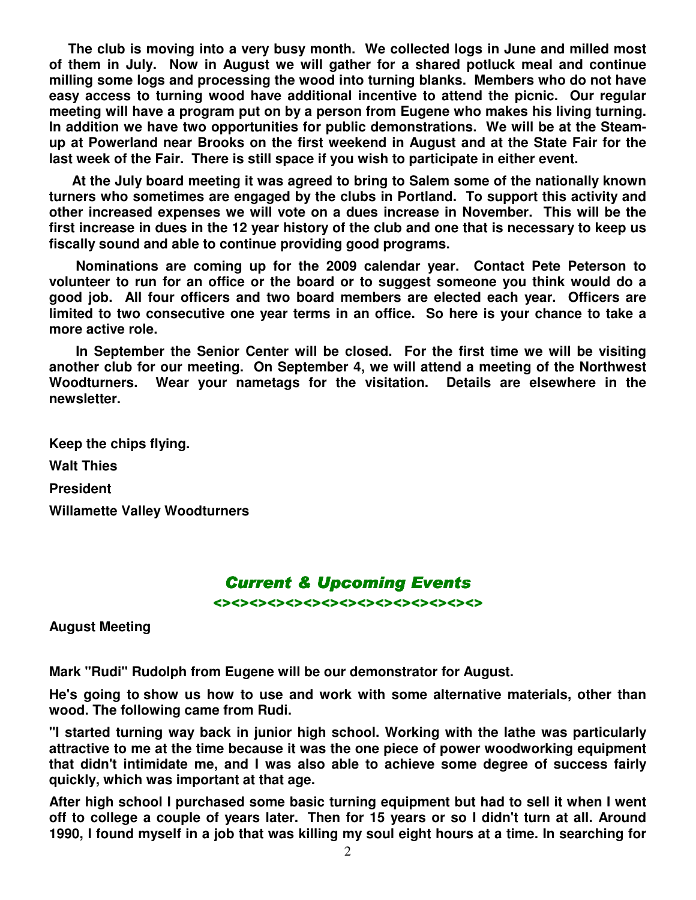**The club is moving into a very busy month. We collected logs in June and milled most of them in July. Now in August we will gather for a shared potluck meal and continue milling some logs and processing the wood into turning blanks. Members who do not have easy access to turning wood have additional incentive to attend the picnic. Our regular meeting will have a program put on by a person from Eugene who makes his living turning. In addition we have two opportunities for public demonstrations. We will be at the Steam-up at Powerland near Brooks on the first weekend in August and at the State Fair for the last week of the Fair. There is still space if you wish to participate in either event.**

**At the July board meeting it was agreed to bring to Salem some of the nationally known turners who sometimes are engaged by the clubs in Portland. To support this activity and other increased expenses we will vote on a dues increase in November. This will be the first increase in dues in the 12 year history of the club and one that is necessary to keep us fiscally sound and able to continue providing good programs.**

**Nominations are coming up for the 2009 calendar year. Contact Pete Peterson to volunteer to run for an office or the board or to suggest someone you think would do a good job. All four officers and two board members are elected each year. Officers are limited to two consecutive one year terms in an office. So here is your chance to take a more active role.**

**In September the Senior Center will be closed. For the first time we will be visiting another club for our meeting. On September 4, we will attend a meeting of the Northwest Woodturners. Wear your nametags for the visitation. Details are elsewhere in the newsletter.**

**Keep the chips flying.**

**Walt Thies**

**President**

**Willamette Valley Woodturners**

## *Current & Upcoming Events*

<><><><><><><><><><><><><><>

**August Meeting**

**Mark "Rudi" Rudolph from Eugene will be our demonstrator for August.**

**He's going to show us how to use and work with some alternative materials, other than wood. The following came from Rudi.**

**"I started turning way back in junior high school. Working with the lathe was particularly attractive to me at the time because it was the one piece of power woodworking equipment that didn't intimidate me, and I was also able to achieve some degree of success fairly quickly, which was important at that age.**

**After high school I purchased some basic turning equipment but had to sell it when I went off to college a couple of years later. Then for 15 years or so I didn't turn at all. Around 1990, I found myself in a job that was killing my soul eight hours at a time. In searching for**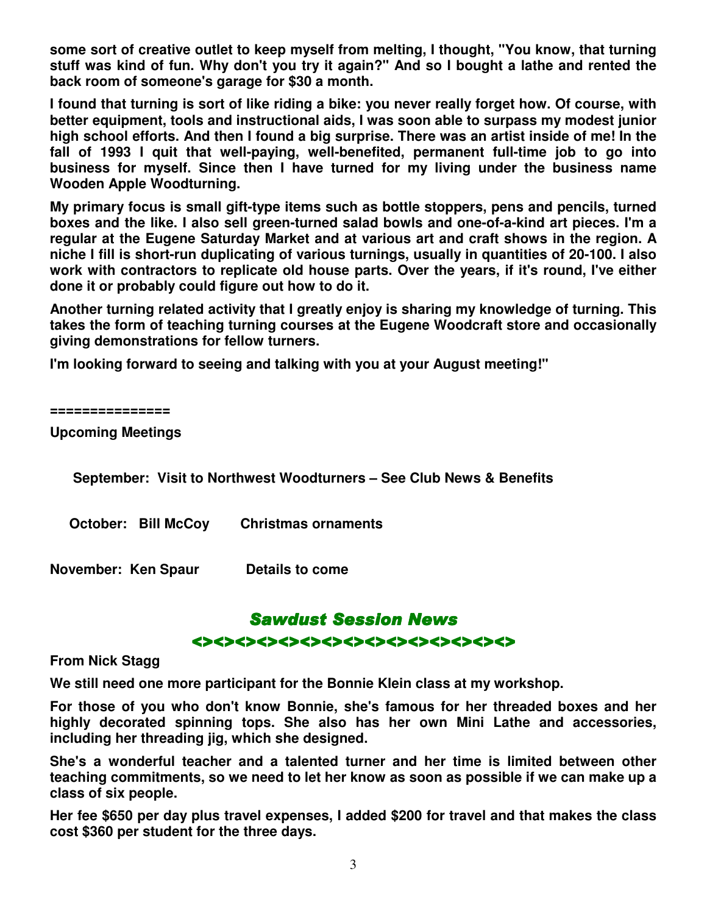**some sort of creative outlet to keep myself from melting, I thought, "You know, that turning stuff was kind of fun. Why don't you try it again?" And so I bought a lathe and rented the back room of someone's garage for $30 a month.**

**I found that turning is sort of like riding a bike: you never really forget how. Of course, with better equipment, tools and instructional aids, I was soon able to surpass my modest junior high school efforts. And then I found a big surprise. There was an artist inside of me! In the fall of 1993 I quit that well-paying, well-benefited, permanent full-time job to go into business for myself. Since then I have turned for my living under the business name Wooden Apple Woodturning.**

**My primary focus is small gift-type items such as bottle stoppers, pens and pencils, turned boxes and the like. I also sell green-turned salad bowls and one-of-a-kind art pieces. I'm a regular at the Eugene Saturday Market and at various art and craft shows in the region. A niche I fill is short-run duplicating of various turnings, usually in quantities of 20-100. I also work with contractors to replicate old house parts. Over the years, if it's round, I've either done it or probably could figure out how to do it.**

**Another turning related activity that I greatly enjoy is sharing my knowledge of turning. This takes the form of teaching turning courses at the Eugene Woodcraft store and occasionally giving demonstrations for fellow turners.**

**I'm looking forward to seeing and talking with you at your August meeting!"**

**===============**

**Upcoming Meetings**

**September: Visit to Northwest Woodturners – See Club News & Benefits**

**October: Bill McCoy Christmas ornaments**

**November: Ken Spaur Details to come**

## *Sawdust Session News*

<><><><><><><><><><><><><><><><><><><><>

**From Nick Stagg**

**We still need one more participant for the Bonnie Klein class at my workshop.**

**For those of you who don't know Bonnie, she's famous for her threaded boxes and her highly decorated spinning tops. She also has her own Mini Lathe and accessories, including her threading jig, which she designed.**

**She's a wonderful teacher and a talented turner and her time is limited between other teaching commitments, so we need to let her know as soon as possible if we can make up a class of six people.**

**Her fee $650 per day plus travel expenses, I added $200 for travel and that makes the class cost $360 per student for the three days.**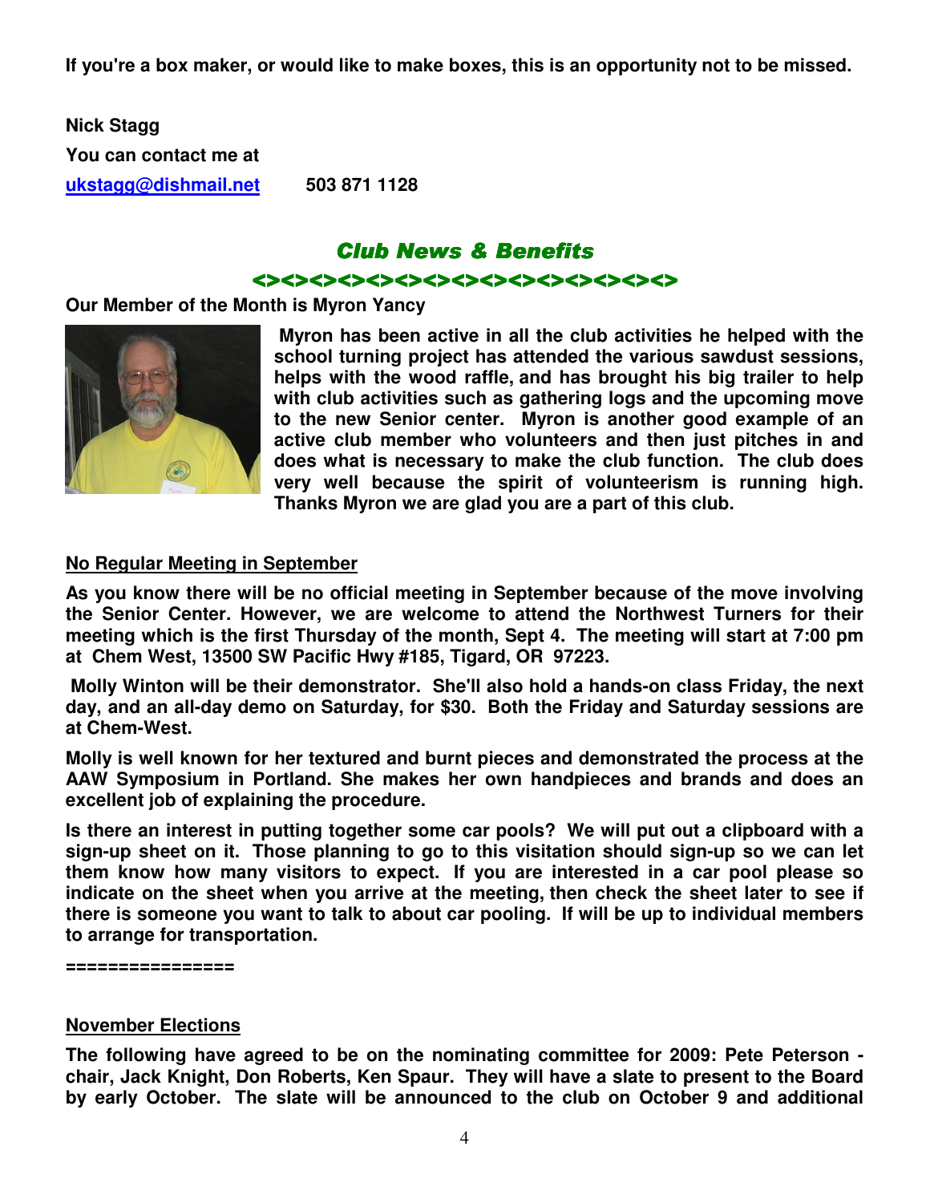**If you're a box maker, or would like to make boxes, this is an opportunity not to be missed.**

**Nick Stagg**

**You can contact me at**

**ukstagg@dishmail.net 503 871 1128**

## *Club News & Benefits*

**<><><><><><><><><><><><><><><><><><><><><><>**

**Our Member of the Month is Myron Yancy**

**Myron has been active in all the club activities he helped with the school turning project has attended the various sawdust sessions, helps with the wood raffle, and has brought his big trailer to help with club activities such as gathering logs and the upcoming move to the new Senior center. Myron is another good example of an active club member who volunteers and then just pitches in and does what is necessary to make the club function. The club does very well because the spirit of volunteerism is running high. Thanks Myron we are glad you are a part of this club.**

**No Regular Meeting in September**

**As you know there will be no official meeting in September because of the move involving the Senior Center. However, we are welcome to attend the Northwest Turners for their meeting which is the first Thursday of the month, Sept 4. The meeting will start at 7:00 pm at Chem West, 13500 SW Pacific Hwy #185, Tigard, OR 97223.**

**Molly Winton will be their demonstrator. She'll also hold a hands-on class Friday, the next day, and an all-day demo on Saturday, for $30. Both the Friday and Saturday sessions are at Chem-West.**

**Molly is well known for her textured and burnt pieces and demonstrated the process at the AAW Symposium in Portland. She makes her own handpieces and brands and does an excellent job of explaining the procedure.**

**Is there an interest in putting together some car pools? We will put out a clipboard with a sign-up sheet on it. Those planning to go to this visitation should sign-up so we can let them know how many visitors to expect. If you are interested in a car pool please so indicate on the sheet when you arrive at the meeting, then check the sheet later to see if there is someone you want to talk to about car pooling. If will be up to individual members to arrange for transportation.**

**================**

**November Elections**

**The following have agreed to be on the nominating committee for 2009: Pete Peterson - chair, Jack Knight, Don Roberts, Ken Spaur. They will have a slate to present to the Board by early October. The slate will be announced to the club on October 9 and additional**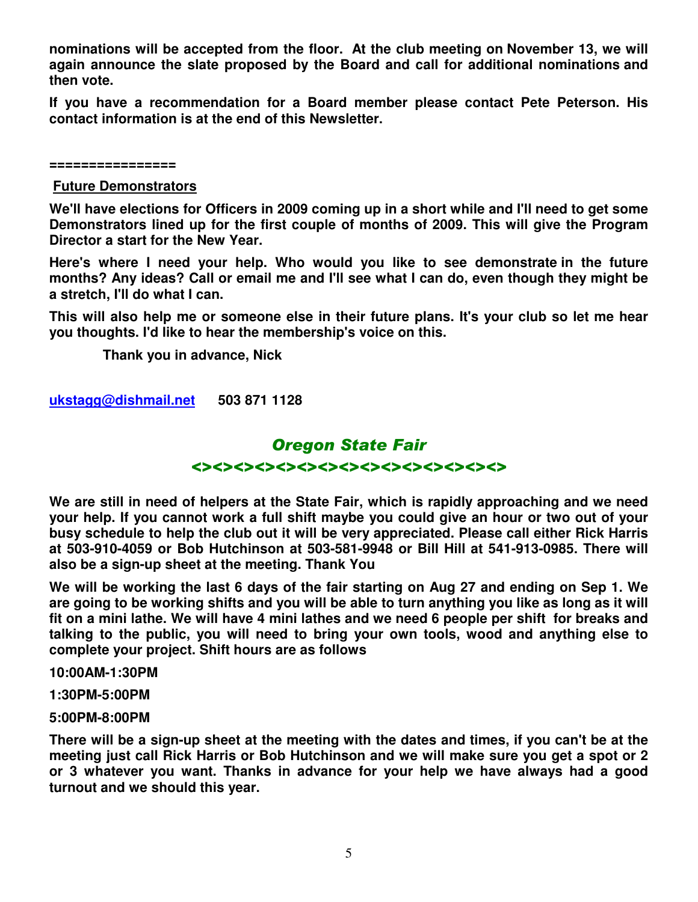**nominations will be accepted from the floor. At the club meeting on November 13, we will again announce the slate proposed by the Board and call for additional nominations and then vote.**

**If you have a recommendation for a Board member please contact Pete Peterson. His contact information is at the end of this Newsletter.**

**================**

## Future Demonstrators

**We'll have elections for Officers in 2009 coming up in a short while and I'll need to get some Demonstrators lined up for the first couple of months of 2009. This will give the Program Director a start for the New Year.**

**Here's where I need your help. Who would you like to see demonstrate in the future months? Any ideas? Call or email me and I'll see what I can do, even though they might be a stretch, I'll do what I can.**

**This will also help me or someone else in their future plans. It's your club so let me hear you thoughts. I'd like to hear the membership's voice on this.**

**Thank you in advance, Nick**

**ukstagg@dishmail.net 503 871 1128**

## *Oregon State Fair*

**<><><><><><><><><><><><><><>**

**We are still in need of helpers at the State Fair, which is rapidly approaching and we need your help. If you cannot work a full shift maybe you could give an hour or two out of your busy schedule to help the club out it will be very appreciated. Please call either Rick Harris at 503-910-4059 or Bob Hutchinson at 503-581-9948 or Bill Hill at 541-913-0985. There will also be a sign-up sheet at the meeting. Thank You**

**We will be working the last 6 days of the fair starting on Aug 27 and ending on Sep 1. We are going to be working shifts and you will be able to turn anything you like as long as it will fit on a mini lathe. We will have 4 mini lathes and we need 6 people per shift for breaks and talking to the public, you will need to bring your own tools, wood and anything else to complete your project. Shift hours are as follows**

**10:00AM-1:30PM**

**1:30PM-5:00PM**

**5:00PM-8:00PM**

**There will be a sign-up sheet at the meeting with the dates and times, if you can't be at the meeting just call Rick Harris or Bob Hutchinson and we will make sure you get a spot or 2 or 3 whatever you want. Thanks in advance for your help we have always had a good turnout and we should this year.**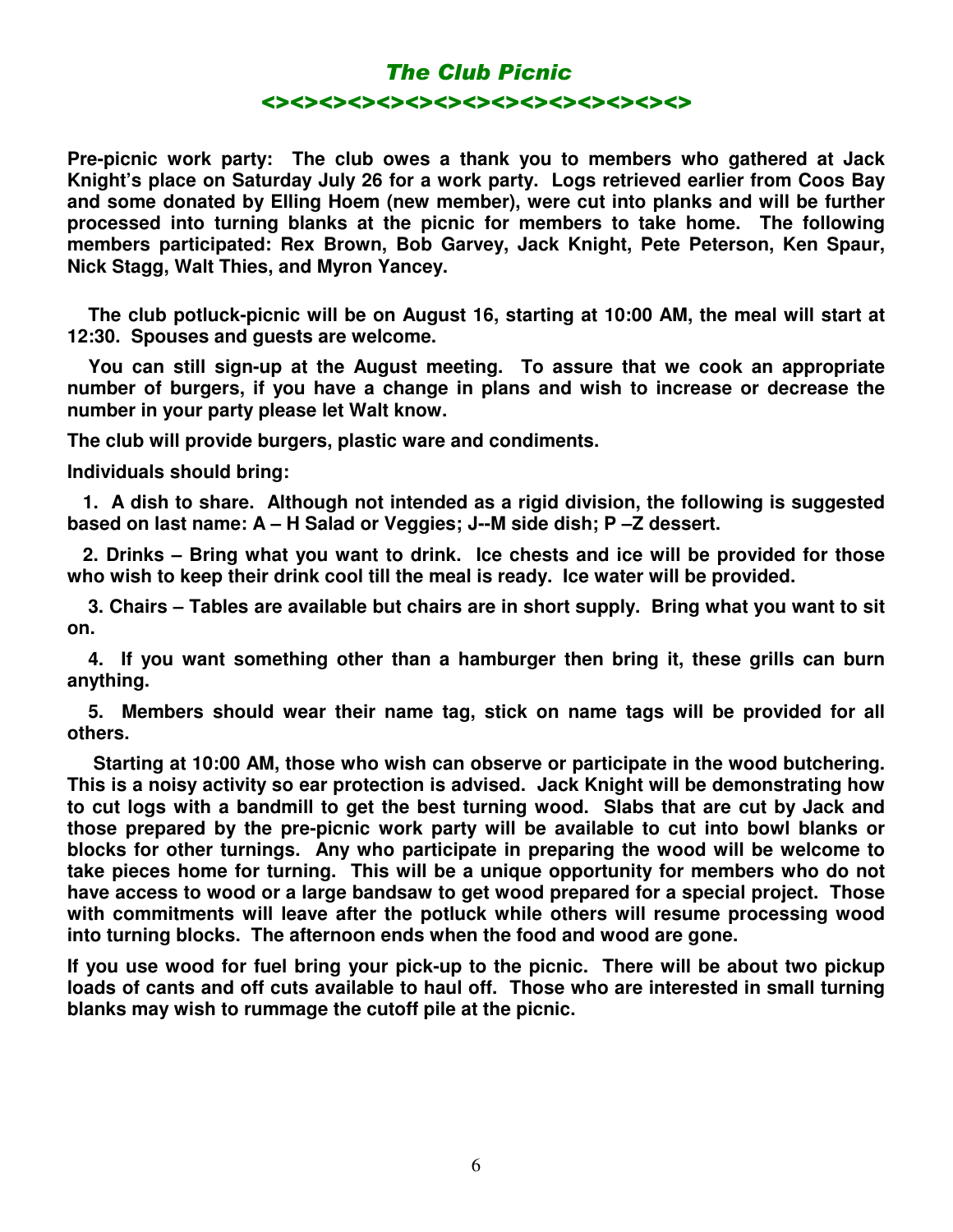# *The Club Picnic*

<><><><><><><><><><><><><><><><><><><><><><>

**Pre-picnic work party: The club owes a thank you to members who gathered at Jack Knight's place on Saturday July 26 for a work party. Logs retrieved earlier from Coos Bay and some donated by Elling Hoem (new member), were cut into planks and will be further processed into turning blanks at the picnic for members to take home. The following members participated: Rex Brown, Bob Garvey, Jack Knight, Pete Peterson, Ken Spaur, Nick Stagg, Walt Thies, and Myron Yancey.**

**The club potluck-picnic will be on August 16, starting at 10:00 AM, the meal will start at 12:30. Spouses and guests are welcome.**

**You can still sign-up at the August meeting. To assure that we cook an appropriate number of burgers, if you have a change in plans and wish to increase or decrease the number in your party please let Walt know.**

**The club will provide burgers, plastic ware and condiments.**

**Individuals should bring:**

1. **A dish to share. Although not intended as a rigid division, the following is suggested based on last name: A – H Salad or Veggies; J--M side dish; P –Z dessert.**
2. **Drinks – Bring what you want to drink. Ice chests and ice will be provided for those who wish to keep their drink cool till the meal is ready. Ice water will be provided.**
3. **Chairs – Tables are available but chairs are in short supply. Bring what you want to sit on.**
4. **If you want something other than a hamburger then bring it, these grills can burn anything.**
5. **Members should wear their name tag, stick on name tags will be provided for all others.**

**Starting at 10:00 AM, those who wish can observe or participate in the wood butchering. This is a noisy activity so ear protection is advised. Jack Knight will be demonstrating how to cut logs with a bandmill to get the best turning wood. Slabs that are cut by Jack and those prepared by the pre-picnic work party will be available to cut into bowl blanks or blocks for other turnings. Any who participate in preparing the wood will be welcome to take pieces home for turning. This will be a unique opportunity for members who do not have access to wood or a large bandsaw to get wood prepared for a special project. Those with commitments will leave after the potluck while others will resume processing wood into turning blocks. The afternoon ends when the food and wood are gone.**

**If you use wood for fuel bring your pick-up to the picnic. There will be about two pickup loads of cants and off cuts available to haul off. Those who are interested in small turning blanks may wish to rummage the cutoff pile at the picnic.**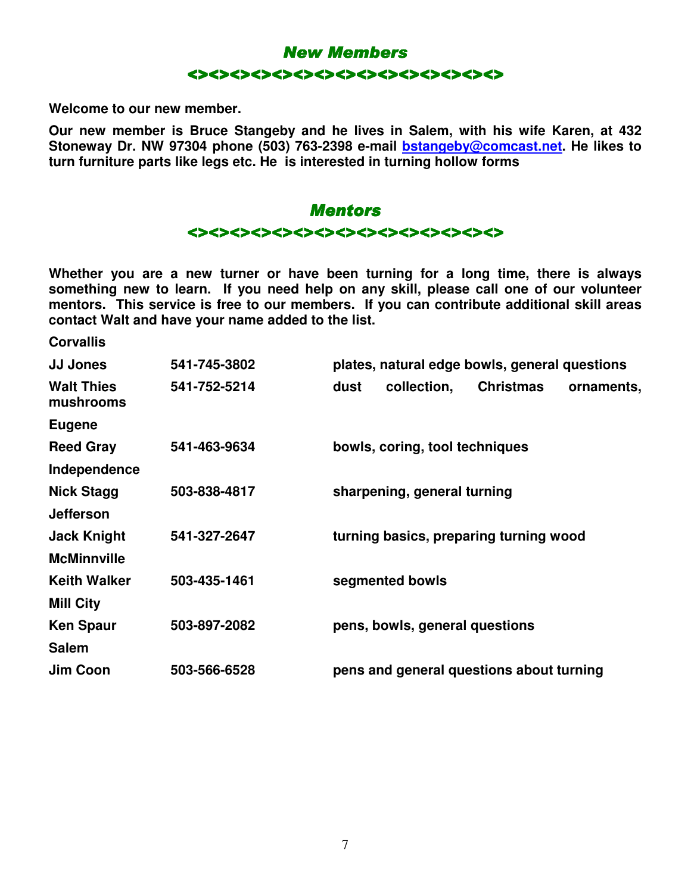## *New Members*

<><><><><><><><><><><><><><><><><><><><><><>

**Welcome to our new member.**

**Our new member is Bruce Stangeby and he lives in Salem, with his wife Karen, at 432 Stoneway Dr. NW 97304 phone (503) 763-2398 e-mail [bstangeby@comcast.net](mailto:bstangeby@comcast.net). He likes to turn furniture parts like legs etc. He is interested in turning hollow forms**

## *Mentors*

<><><><><><><><><><><><><><><><><><><><><><>

**Whether you are a new turner or have been turning for a long time, there is always something new to learn. If you need help on any skill, please call one of our volunteer mentors. This service is free to our members. If you can contribute additional skill areas contact Walt and have your name added to the list.**

| | | |
|---|---|---|
| **Corvallis** | | |
| **JJ Jones** | **541-745-3802** | **plates, natural edge bowls, general questions** |
| **Walt Thies** | **541-752-5214** | **dust collection, Christmas ornaments, mushrooms** |
| **Eugene** | | |
| **Reed Gray** | **541-463-9634** | **bowls, coring, tool techniques** |
| **Independence** | | |
| **Nick Stagg** | **503-838-4817** | **sharpening, general turning** |
| **Jefferson** | | |
| **Jack Knight** | **541-327-2647** | **turning basics, preparing turning wood** |
| **McMinnville** | | |
| **Keith Walker** | **503-435-1461** | **segmented bowls** |
| **Mill City** | | |
| **Ken Spaur** | **503-897-2082** | **pens, bowls, general questions** |
| **Salem** | | |
| **Jim Coon** | **503-566-6528** | **pens and general questions about turning** |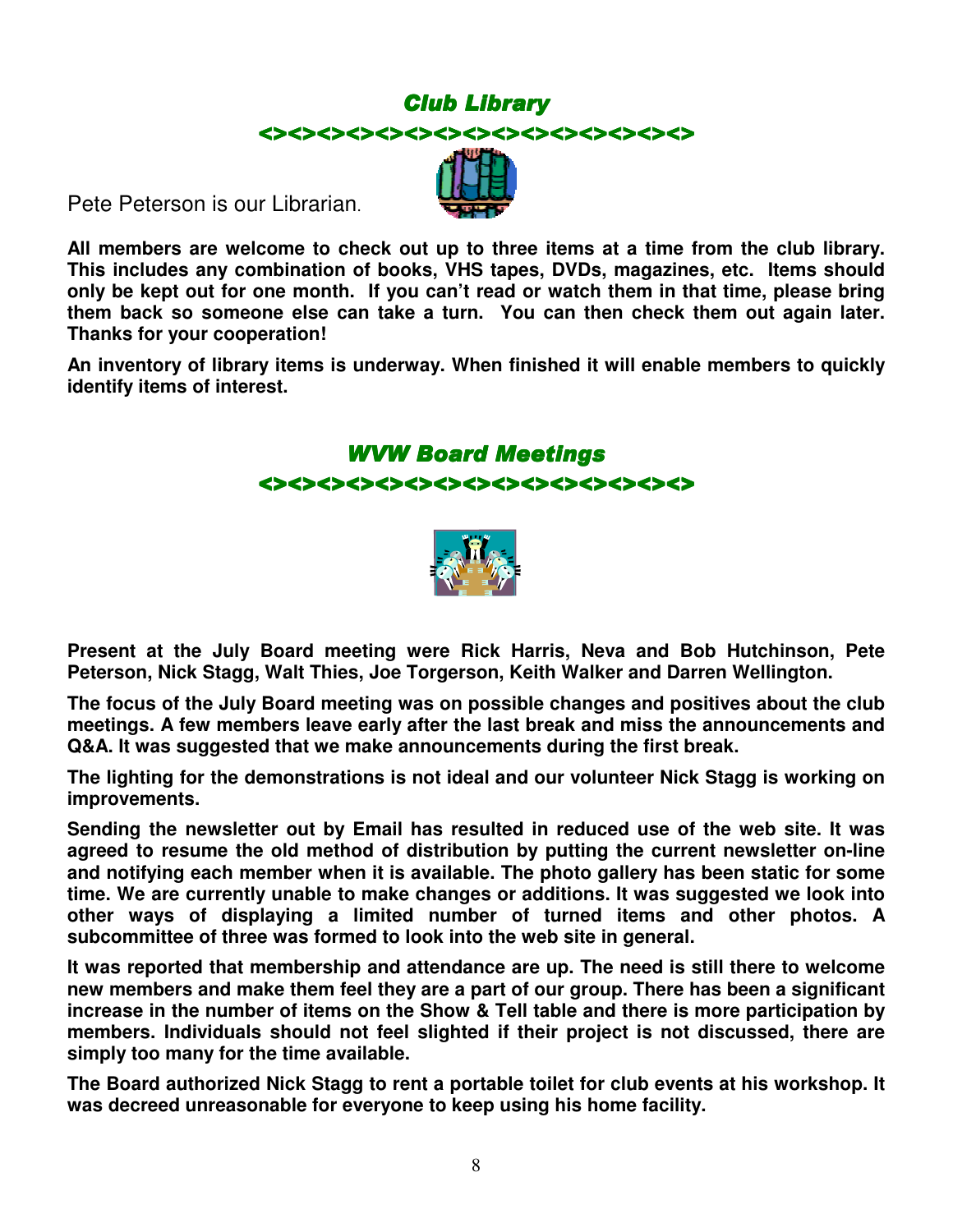## *Club Library*

<><><><><><><><><><><><><><><><><><><><><><>

Pete Peterson is our Librarian.

**All members are welcome to check out up to three items at a time from the club library. This includes any combination of books, VHS tapes, DVDs, magazines, etc. Items should only be kept out for one month. If you can't read or watch them in that time, please bring them back so someone else can take a turn. You can then check them out again later. Thanks for your cooperation!**

**An inventory of library items is underway. When finished it will enable members to quickly identify items of interest.**

## *WVW Board Meetings*

<><><><><><><><><><><><><><><><><><><><><><>

**Present at the July Board meeting were Rick Harris, Neva and Bob Hutchinson, Pete Peterson, Nick Stagg, Walt Thies, Joe Torgerson, Keith Walker and Darren Wellington.**

**The focus of the July Board meeting was on possible changes and positives about the club meetings. A few members leave early after the last break and miss the announcements and Q&A. It was suggested that we make announcements during the first break.**

**The lighting for the demonstrations is not ideal and our volunteer Nick Stagg is working on improvements.**

**Sending the newsletter out by Email has resulted in reduced use of the web site. It was agreed to resume the old method of distribution by putting the current newsletter on-line and notifying each member when it is available. The photo gallery has been static for some time. We are currently unable to make changes or additions. It was suggested we look into other ways of displaying a limited number of turned items and other photos. A subcommittee of three was formed to look into the web site in general.**

**It was reported that membership and attendance are up. The need is still there to welcome new members and make them feel they are a part of our group. There has been a significant increase in the number of items on the Show & Tell table and there is more participation by members. Individuals should not feel slighted if their project is not discussed, there are simply too many for the time available.**

**The Board authorized Nick Stagg to rent a portable toilet for club events at his workshop. It was decreed unreasonable for everyone to keep using his home facility.**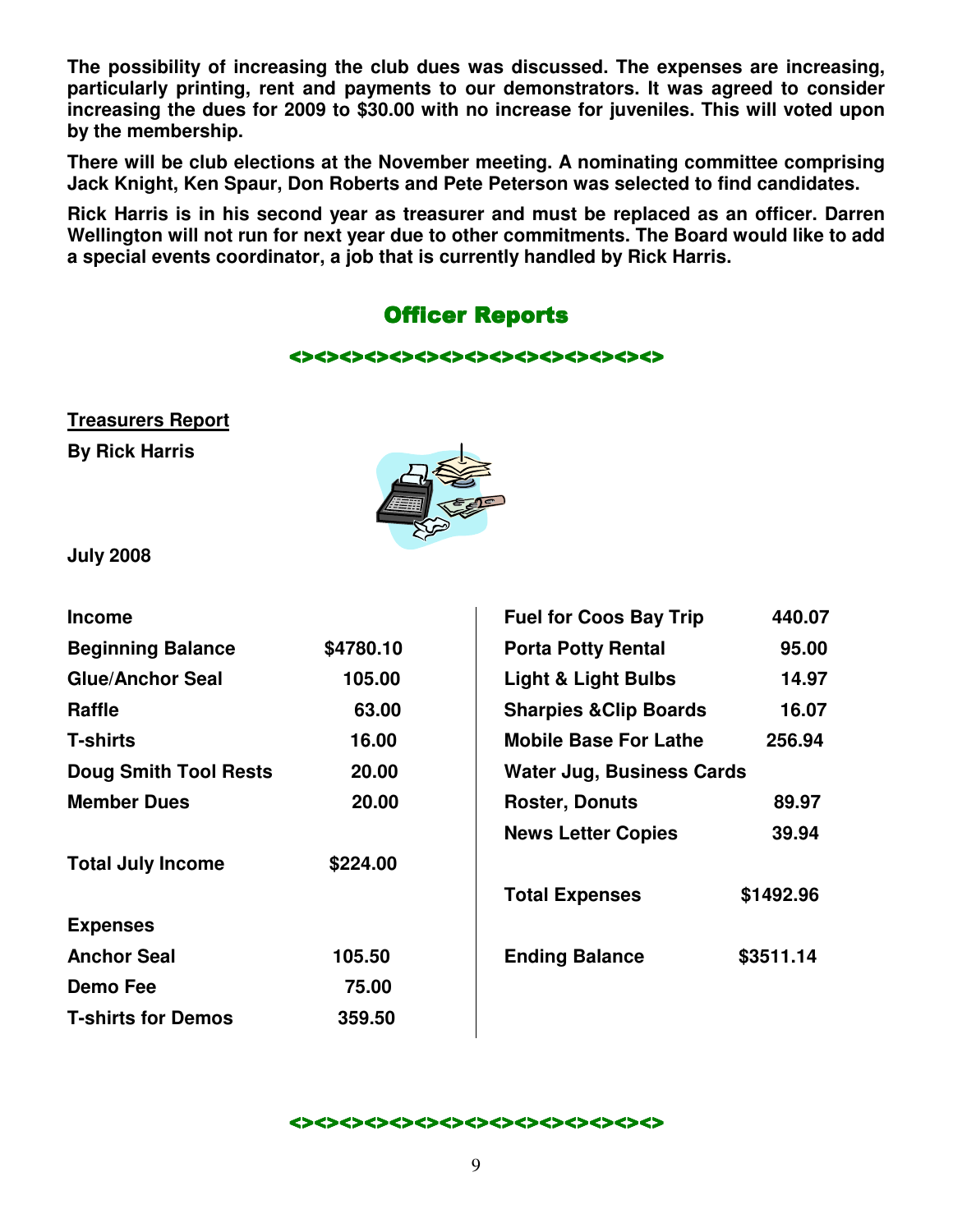**The possibility of increasing the club dues was discussed. The expenses are increasing, particularly printing, rent and payments to our demonstrators. It was agreed to consider increasing the dues for 2009 to $30.00 with no increase for juveniles. This will voted upon by the membership.**

**There will be club elections at the November meeting. A nominating committee comprising Jack Knight, Ken Spaur, Don Roberts and Pete Peterson was selected to find candidates.**

**Rick Harris is in his second year as treasurer and must be replaced as an officer. Darren Wellington will not run for next year due to other commitments. The Board would like to add a special events coordinator, a job that is currently handled by Rick Harris.**

## Officer Reports

<><><><><><><><><><><><><><><><><><><><><>

### Treasurers Report

**By Rick Harris**

**July 2008**

| **Income** | |
|---|---|
| **Beginning Balance** | **$4780.10** |
| **Glue/Anchor Seal** | **105.00** |
| **Raffle** | **63.00** |
| **T-shirts** | **16.00** |
| **Doug Smith Tool Rests** | **20.00** |
| **Member Dues** | **20.00** |
| **Total July Income** | **$224.00** |

| **Expenses** | |
|---|---|
| **Anchor Seal** | **105.50** |
| **Demo Fee** | **75.00** |
| **T-shirts for Demos** | **359.50** |
| **Fuel for Coos Bay Trip** | **440.07** |
| **Porta Potty Rental** | **95.00** |
| **Light & Light Bulbs** | **14.97** |
| **Sharpies &Clip Boards** | **16.07** |
| **Mobile Base For Lathe** | **256.94** |
| **Water Jug, Business Cards Roster, Donuts** | **89.97** |
| **News Letter Copies** | **39.94** |
| **Total Expenses** | **$1492.96** |
| **Ending Balance** | **$3511.14** |

<><><><><><><><><><><><><><><><><><><><><>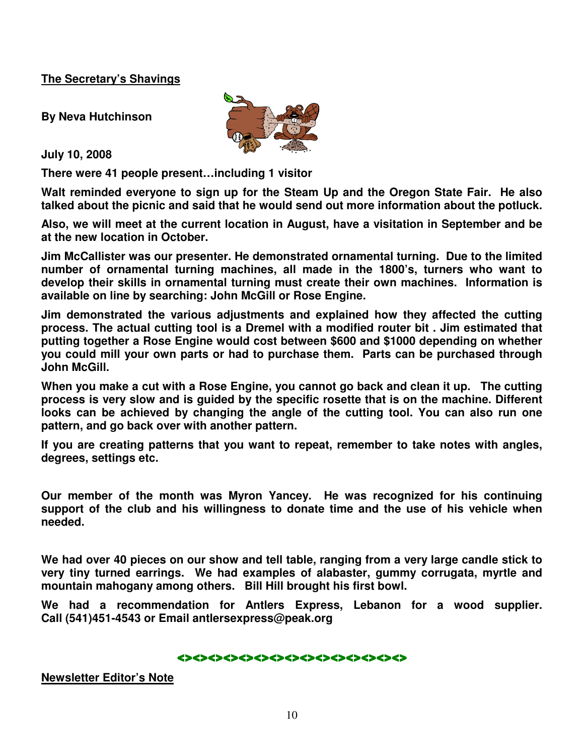**The Secretary's Shavings**

**By Neva Hutchinson**

**July 10, 2008**

**There were 41 people present…including 1 visitor**

**Walt reminded everyone to sign up for the Steam Up and the Oregon State Fair. He also talked about the picnic and said that he would send out more information about the potluck.**

**Also, we will meet at the current location in August, have a visitation in September and be at the new location in October.**

**Jim McCallister was our presenter. He demonstrated ornamental turning. Due to the limited number of ornamental turning machines, all made in the 1800's, turners who want to develop their skills in ornamental turning must create their own machines. Information is available on line by searching: John McGill or Rose Engine.**

**Jim demonstrated the various adjustments and explained how they affected the cutting process. The actual cutting tool is a Dremel with a modified router bit . Jim estimated that putting together a Rose Engine would cost between $600 and $1000 depending on whether you could mill your own parts or had to purchase them. Parts can be purchased through John McGill.**

**When you make a cut with a Rose Engine, you cannot go back and clean it up. The cutting process is very slow and is guided by the specific rosette that is on the machine. Different looks can be achieved by changing the angle of the cutting tool. You can also run one pattern, and go back over with another pattern.**

**If you are creating patterns that you want to repeat, remember to take notes with angles, degrees, settings etc.**

**Our member of the month was Myron Yancey. He was recognized for his continuing support of the club and his willingness to donate time and the use of his vehicle when needed.**

**We had over 40 pieces on our show and tell table, ranging from a very large candle stick to very tiny turned earrings. We had examples of alabaster, gummy corrugata, myrtle and mountain mahogany among others. Bill Hill brought his first bowl.**

**We had a recommendation for Antlers Express, Lebanon for a wood supplier. Call (541)451-4543 or Email antlersexpress@peak.org**

<><><><><><><><><><><><><><><><><><><><><>

**Newsletter Editor's Note**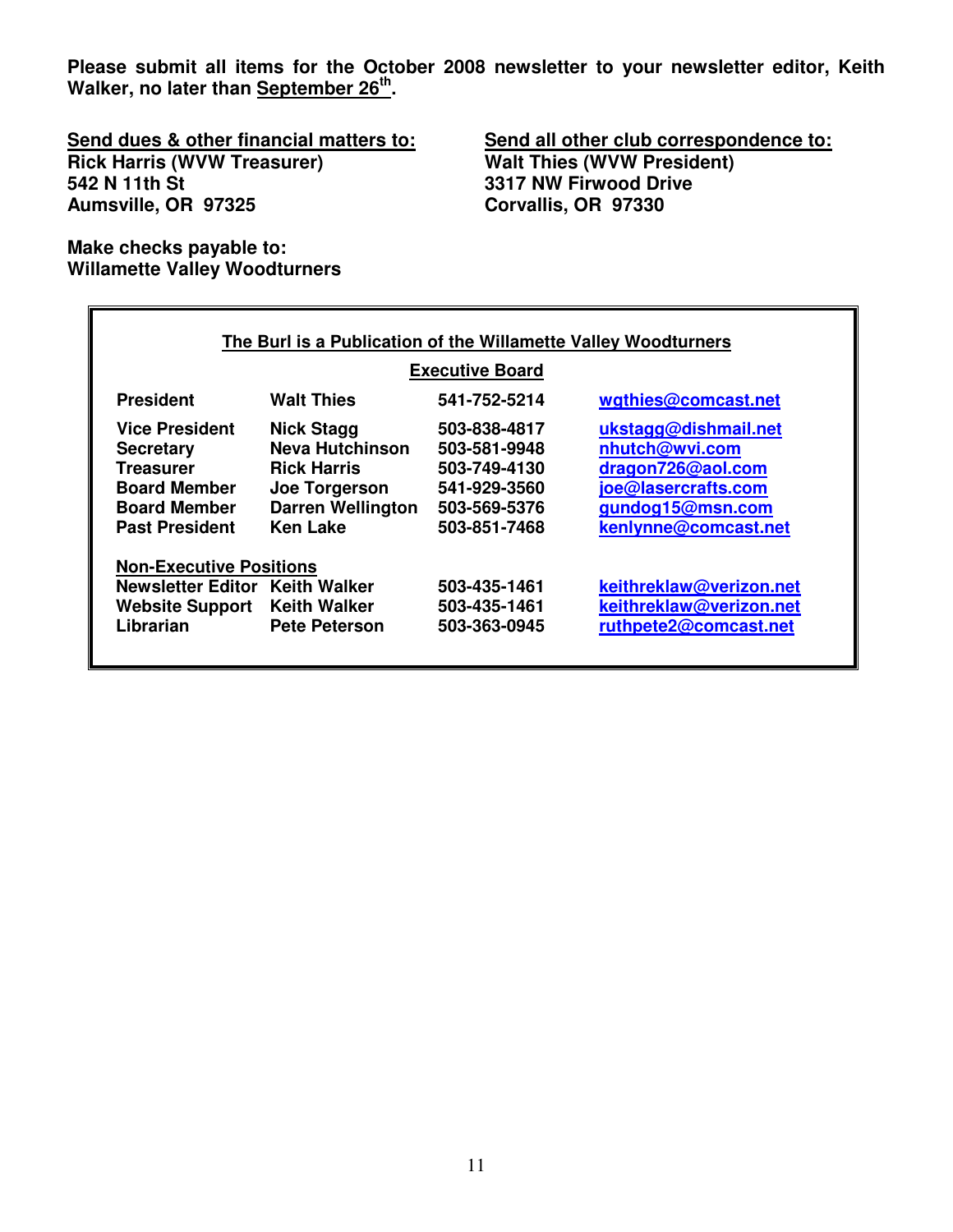**Please submit all items for the October 2008 newsletter to your newsletter editor, Keith Walker, no later than September 26th.**

**Send dues & other financial matters to:**
**Rick Harris (WVW Treasurer)**
**542 N 11th St**
**Aumsville, OR 97325**

**Send all other club correspondence to:**
**Walt Thies (WVW President)**
**3317 NW Firwood Drive**
**Corvallis, OR 97330**

**Make checks payable to:**
**Willamette Valley Woodturners**

**The Burl is a Publication of the Willamette Valley Woodturners**

**Executive Board**

| | | | |
|---|---|---|---|
| President | Walt Thies | 541-752-5214 | wgthies@comcast.net |
| Vice President | Nick Stagg | 503-838-4817 | ukstagg@dishmail.net |
| Secretary | Neva Hutchinson | 503-581-9948 | nhutch@wvi.com |
| Treasurer | Rick Harris | 503-749-4130 | dragon726@aol.com |
| Board Member | Joe Torgerson | 541-929-3560 | joe@lasercrafts.com |
| Board Member | Darren Wellington | 503-569-5376 | gundog15@msn.com |
| Past President | Ken Lake | 503-851-7468 | kenlynne@comcast.net |

**Non-Executive Positions**

| | | | |
|---|---|---|---|
| Newsletter Editor | Keith Walker | 503-435-1461 | keithreklaw@verizon.net |
| Website Support | Keith Walker | 503-435-1461 | keithreklaw@verizon.net |
| Librarian | Pete Peterson | 503-363-0945 | ruthpete2@comcast.net |